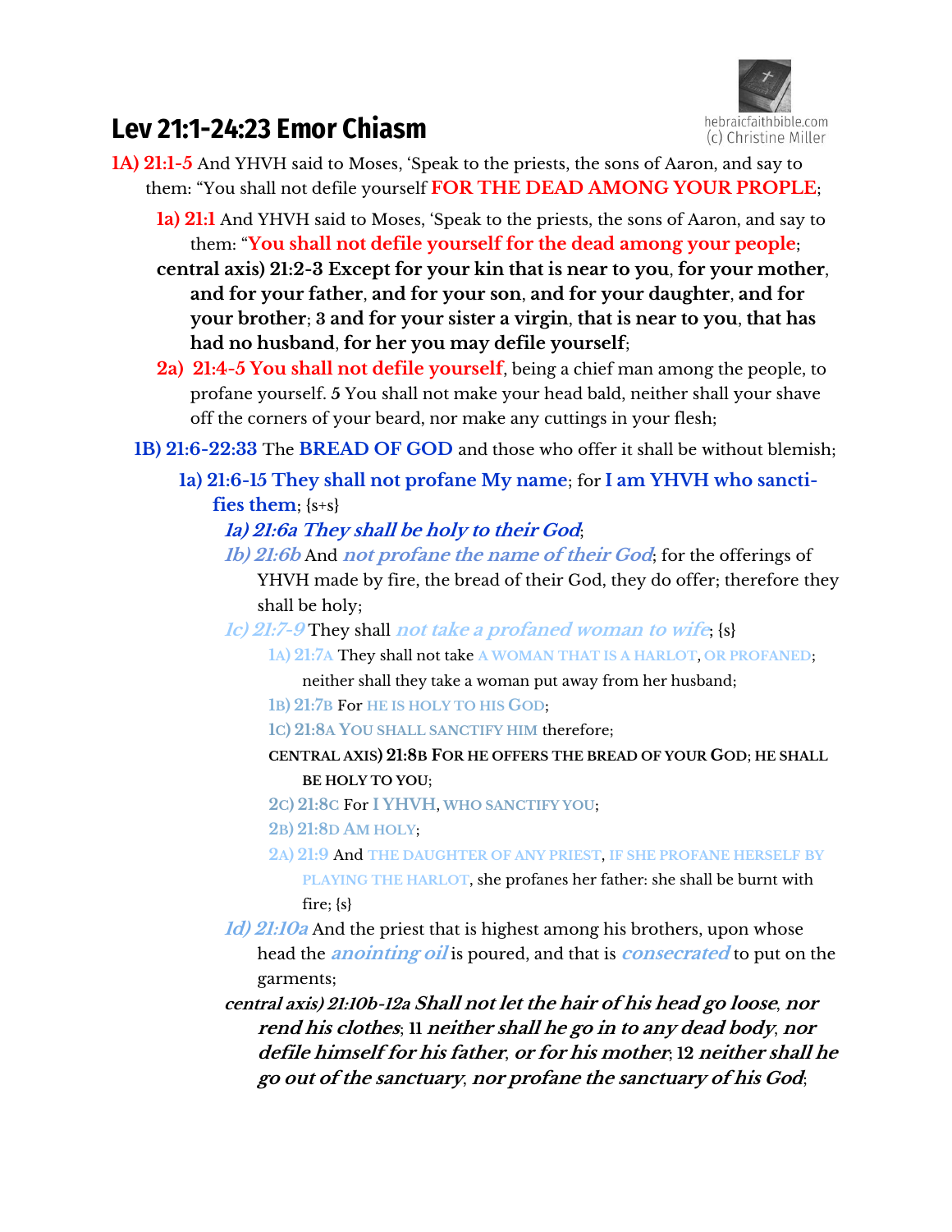# Lev 21:1-24:23 Emor Chiasm

hebraicfaithbible.com
(c) Christine Miller

**1A) 21:1-5** And YHVH said to Moses, 'Speak to the priests, the sons of Aaron, and say to them: "You shall not defile yourself **FOR THE DEAD AMONG YOUR PROPLE**;

- **1a) 21:1** And YHVH said to Moses, 'Speak to the priests, the sons of Aaron, and say to them: "**You shall not defile yourself for the dead among your people**;
- **central axis) 21:2-3 Except for your kin that is near to you, for your mother, and for your father, and for your son, and for your daughter, and for your brother; 3 and for your sister a virgin, that is near to you, that has had no husband, for her you may defile yourself;**
- **2a) 21:4-5 You shall not defile yourself**, being a chief man among the people, to profane yourself. **5** You shall not make your head bald, neither shall your shave off the corners of your beard, nor make any cuttings in your flesh;

**1B) 21:6-22:33** The **BREAD OF GOD** and those who offer it shall be without blemish;

- **1a) 21:6-15 They shall not profane My name**; for **I am YHVH who sanctifies them**; {s+s}
  - ***1a) 21:6a They shall be holy to their God***;
  - ***1b) 21:6b*** And ***not profane the name of their God***; for the offerings of YHVH made by fire, the bread of their God, they do offer; therefore they shall be holy;
  - ***1c) 21:7-9*** They shall ***not take a profaned woman to wife***; {s}
    - **1A) 21:7A** They shall not take A WOMAN THAT IS A HARLOT, OR PROFANED; neither shall they take a woman put away from her husband;
    - **1B) 21:7B** For HE IS HOLY TO HIS GOD;
    - **1C) 21:8A** YOU SHALL SANCTIFY HIM therefore;
    - **CENTRAL AXIS) 21:8B FOR HE OFFERS THE BREAD OF YOUR GOD; HE SHALL BE HOLY TO YOU;**
    - **2C) 21:8C** For I YHVH, WHO SANCTIFY YOU;
    - **2B) 21:8D** AM HOLY;
    - **2A) 21:9** And THE DAUGHTER OF ANY PRIEST, IF SHE PROFANE HERSELF BY PLAYING THE HARLOT, she profanes her father: she shall be burnt with fire; {s}
  - ***1d) 21:10a*** And the priest that is highest among his brothers, upon whose head the ***anointing oil*** is poured, and that is ***consecrated*** to put on the garments;
  - ***central axis) 21:10b-12a Shall not let the hair of his head go loose, nor rend his clothes; 11 neither shall he go in to any dead body, nor defile himself for his father, or for his mother; 12 neither shall he go out of the sanctuary, nor profane the sanctuary of his God;***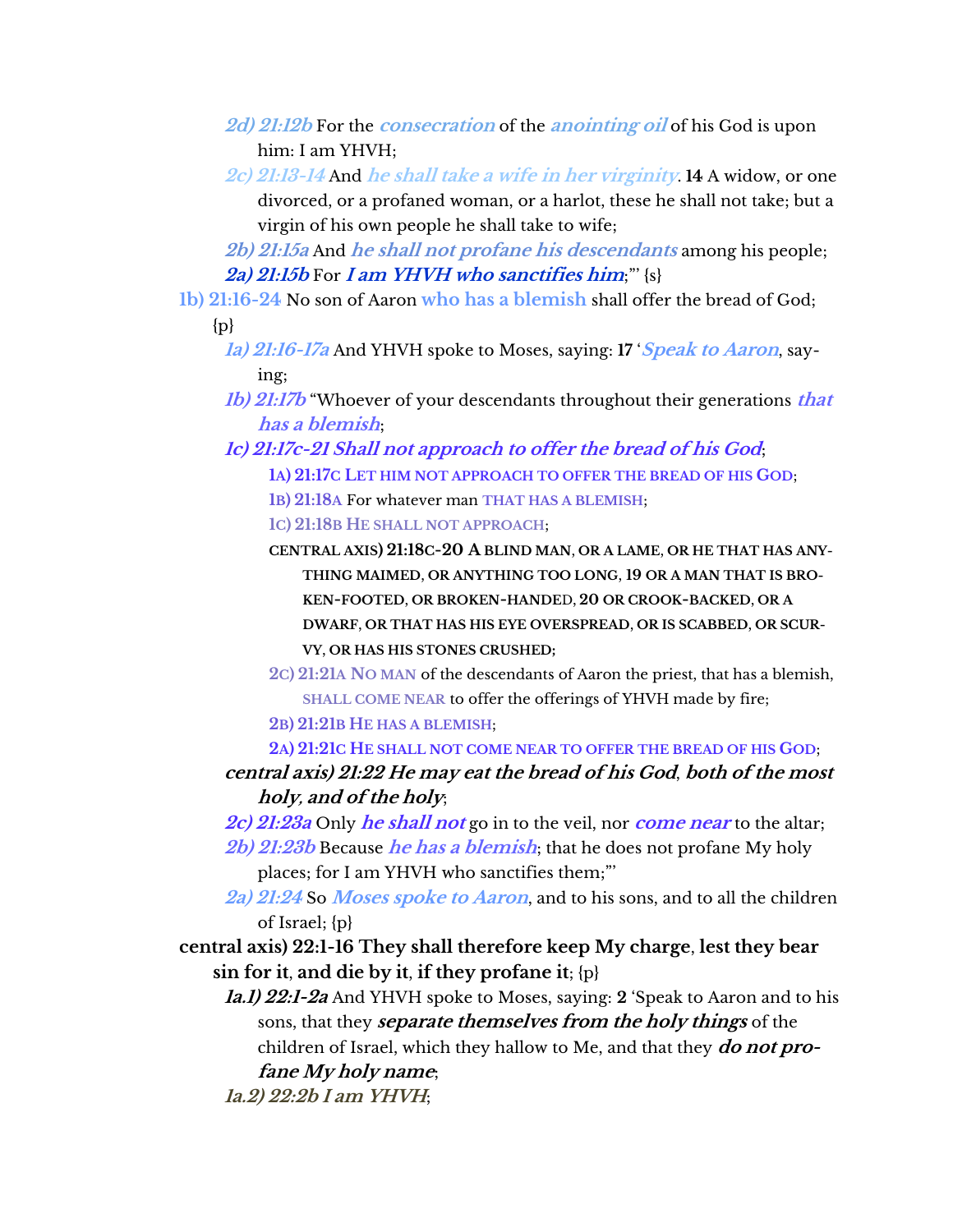*2d) 21:12b* For the ***consecration*** of the ***anointing oil*** of his God is upon him: I am YHVH;

*2c) 21:13-14* And ***he shall take a wife in her virginity***. **14** A widow, or one divorced, or a profaned woman, or a harlot, these he shall not take; but a virgin of his own people he shall take to wife;

*2b) 21:15a* And ***he shall not profane his descendants*** among his people;

***2a) 21:15b*** For ***I am YHVH who sanctifies him***;'" {s}

**1b) 21:16-24** No son of Aaron **who has a blemish** shall offer the bread of God; {p}

*1a) 21:16-17a* And YHVH spoke to Moses, saying: **17** '***Speak to Aaron***, saying;

*1b) 21:17b* "Whoever of your descendants throughout their generations ***that has a blemish***;

***1c) 21:17c-21 Shall not approach to offer the bread of his God***;

**1A) 21:17C LET HIM NOT APPROACH TO OFFER THE BREAD OF HIS GOD**;

**1B) 21:18A** For whatever man **THAT HAS A BLEMISH**;

**1C) 21:18B HE SHALL NOT APPROACH**;

**CENTRAL AXIS) 21:18C-20 A BLIND MAN, OR A LAME, OR HE THAT HAS ANYTHING MAIMED, OR ANYTHING TOO LONG, 19 OR A MAN THAT IS BROKEN-FOOTED, OR BROKEN-HANDED, 20 OR CROOK-BACKED, OR A DWARF, OR THAT HAS HIS EYE OVERSPREAD, OR IS SCABBED, OR SCURVY, OR HAS HIS STONES CRUSHED;**

**2C) 21:21A NO MAN** of the descendants of Aaron the priest, that has a blemish, **SHALL COME NEAR** to offer the offerings of YHVH made by fire;

**2B) 21:21B HE HAS A BLEMISH**;

**2A) 21:21C HE SHALL NOT COME NEAR TO OFFER THE BREAD OF HIS GOD**;

***central axis) 21:22 He may eat the bread of his God, both of the most holy, and of the holy***;

*2c) 21:23a* Only ***he shall not*** go in to the veil, nor ***come near*** to the altar;

*2b) 21:23b* Because ***he has a blemish***; that he does not profane My holy places; for I am YHVH who sanctifies them;'"

*2a) 21:24* So ***Moses spoke to Aaron***, and to his sons, and to all the children of Israel; {p}

**central axis) 22:1-16 They shall therefore keep My charge, lest they bear sin for it, and die by it, if they profane it**; {p}

***1a.1) 22:1-2a*** And YHVH spoke to Moses, saying: **2** 'Speak to Aaron and to his sons, that they ***separate themselves from the holy things*** of the children of Israel, which they hallow to Me, and that they ***do not profane My holy name***;

***1a.2) 22:2b I am YHVH***;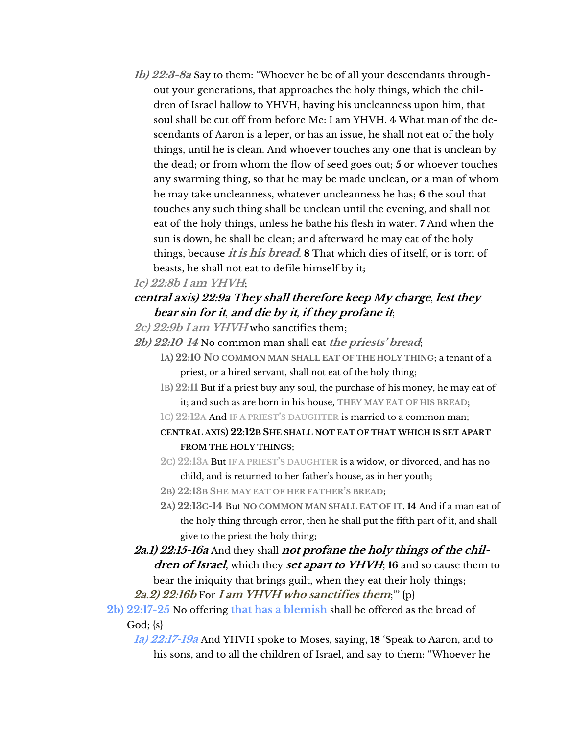*1b) 22:3-8a* Say to them: "Whoever he be of all your descendants throughout your generations, that approaches the holy things, which the children of Israel hallow to YHVH, having his uncleanness upon him, that soul shall be cut off from before Me: I am YHVH. **4** What man of the descendants of Aaron is a leper, or has an issue, he shall not eat of the holy things, until he is clean. And whoever touches any one that is unclean by the dead; or from whom the flow of seed goes out; **5** or whoever touches any swarming thing, so that he may be made unclean, or a man of whom he may take uncleanness, whatever uncleanness he has; **6** the soul that touches any such thing shall be unclean until the evening, and shall not eat of the holy things, unless he bathe his flesh in water. **7** And when the sun is down, he shall be clean; and afterward he may eat of the holy things, because ***it is his bread***. **8** That which dies of itself, or is torn of beasts, he shall not eat to defile himself by it;

*1c) 22:8b **I am YHVH***;

***central axis) 22:9a They shall therefore keep My charge, lest they bear sin for it, and die by it, if they profane it***;

*2c) 22:9b **I am YHVH*** who sanctifies them;

*2b) 22:10-14* No common man shall eat ***the priests' bread***;

- 1A) 22:10 NO COMMON MAN SHALL EAT OF THE HOLY THING; a tenant of a priest, or a hired servant, shall not eat of the holy thing;
- 1B) 22:11 But if a priest buy any soul, the purchase of his money, he may eat of it; and such as are born in his house, THEY MAY EAT OF HIS BREAD;
- 1C) 22:12A And IF A PRIEST'S DAUGHTER is married to a common man;
- **CENTRAL AXIS) 22:12B SHE SHALL NOT EAT OF THAT WHICH IS SET APART FROM THE HOLY THINGS;**
- 2C) 22:13A But IF A PRIEST'S DAUGHTER is a widow, or divorced, and has no child, and is returned to her father's house, as in her youth;
- 2B) 22:13B SHE MAY EAT OF HER FATHER'S BREAD;
- 2A) 22:13C-14 But NO COMMON MAN SHALL EAT OF IT. **14** And if a man eat of the holy thing through error, then he shall put the fifth part of it, and shall give to the priest the holy thing;

***2a.1) 22:15-16a*** And they shall ***not profane the holy things of the children of Israel***, which they ***set apart to YHVH***; **16** and so cause them to bear the iniquity that brings guilt, when they eat their holy things;

***2a.2) 22:16b*** For ***I am YHVH who sanctifies them***;"' {p}

**2b) 22:17-25** No offering **that has a blemish** shall be offered as the bread of God; {s}

*1a) 22:17-19a* And YHVH spoke to Moses, saying, **18** 'Speak to Aaron, and to his sons, and to all the children of Israel, and say to them: "Whoever he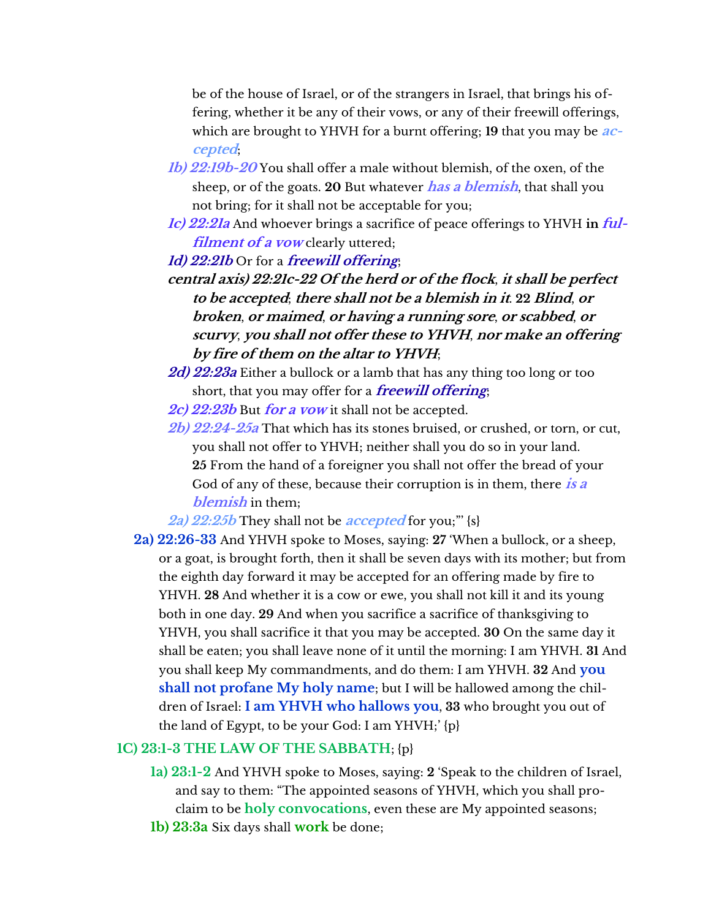be of the house of Israel, or of the strangers in Israel, that brings his offering, whether it be any of their vows, or any of their freewill offerings, which are brought to YHVH for a burnt offering; **19** that you may be ***accepted***;

- ***1b) 22:19b-20*** You shall offer a male without blemish, of the oxen, of the sheep, or of the goats. **20** But whatever ***has a blemish***, that shall you not bring; for it shall not be acceptable for you;
- ***1c) 22:21a*** And whoever brings a sacrifice of peace offerings to YHVH **in *fulfilment of a vow*** clearly uttered;
- ***1d) 22:21b*** Or for a ***freewill offering***;
- ***central axis) 22:21c-22 Of the herd or of the flock, it shall be perfect to be accepted; there shall not be a blemish in it. 22 Blind, or broken, or maimed, or having a running sore, or scabbed, or scurvy, you shall not offer these to YHVH, nor make an offering by fire of them on the altar to YHVH***;
- ***2d) 22:23a*** Either a bullock or a lamb that has any thing too long or too short, that you may offer for a ***freewill offering***;
- ***2c) 22:23b*** But ***for a vow*** it shall not be accepted.
- ***2b) 22:24-25a*** That which has its stones bruised, or crushed, or torn, or cut, you shall not offer to YHVH; neither shall you do so in your land. **25** From the hand of a foreigner you shall not offer the bread of your God of any of these, because their corruption is in them, there ***is a blemish*** in them;
- ***2a) 22:25b*** They shall not be ***accepted*** for you;"' {s}

**2a) 22:26-33** And YHVH spoke to Moses, saying: **27** 'When a bullock, or a sheep, or a goat, is brought forth, then it shall be seven days with its mother; but from the eighth day forward it may be accepted for an offering made by fire to YHVH. **28** And whether it is a cow or ewe, you shall not kill it and its young both in one day. **29** And when you sacrifice a sacrifice of thanksgiving to YHVH, you shall sacrifice it that you may be accepted. **30** On the same day it shall be eaten; you shall leave none of it until the morning: I am YHVH. **31** And you shall keep My commandments, and do them: I am YHVH. **32** And **you shall not profane My holy name**; but I will be hallowed among the children of Israel: **I am YHVH who hallows you**, **33** who brought you out of the land of Egypt, to be your God: I am YHVH;' {p}

**1C) 23:1-3 THE LAW OF THE SABBATH**; {p}

- **1a) 23:1-2** And YHVH spoke to Moses, saying: **2** 'Speak to the children of Israel, and say to them: "The appointed seasons of YHVH, which you shall proclaim to be **holy convocations**, even these are My appointed seasons;
- **1b) 23:3a** Six days shall **work** be done;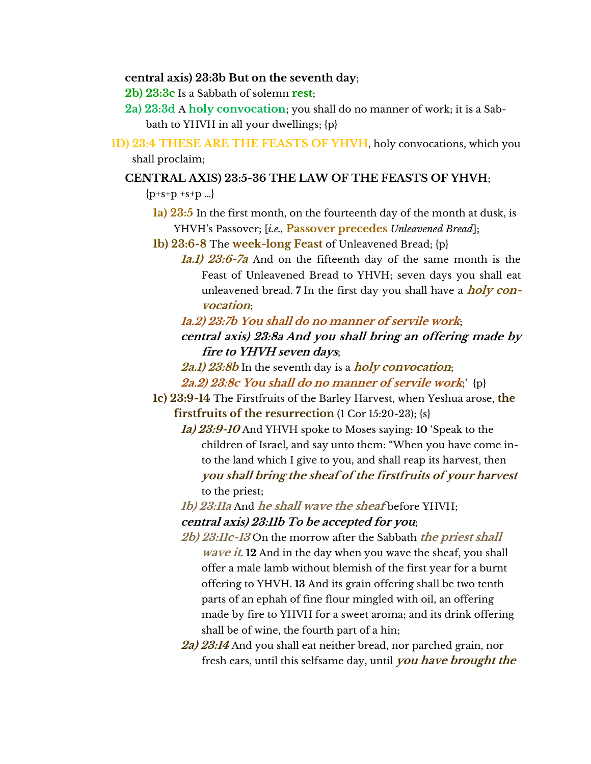**central axis) 23:3b But on the seventh day**;

**2b) 23:3c** Is a Sabbath of solemn **rest**;

**2a) 23:3d** A **holy convocation**; you shall do no manner of work; it is a Sabbath to YHVH in all your dwellings; {p}

**1D) 23:4 THESE ARE THE FEASTS OF YHVH**, holy convocations, which you shall proclaim;

**CENTRAL AXIS) 23:5-36 THE LAW OF THE FEASTS OF YHVH**; {p+s+p +s+p ...}

**1a) 23:5** In the first month, on the fourteenth day of the month at dusk, is YHVH's Passover; [*i.e.,* **Passover precedes** *Unleavened Bread*];

**1b) 23:6-8** The **week-long Feast** of Unleavened Bread; {p}

***1a.1) 23:6-7a*** And on the fifteenth day of the same month is the Feast of Unleavened Bread to YHVH; seven days you shall eat unleavened bread. **7** In the first day you shall have a ***holy convocation***;

***1a.2) 23:7b You shall do no manner of servile work***;

***central axis) 23:8a And you shall bring an offering made by fire to YHVH seven days***;

***2a.1) 23:8b*** In the seventh day is a ***holy convocation***;

***2a.2) 23:8c You shall do no manner of servile work***;' {p}

**1c) 23:9-14** The Firstfruits of the Barley Harvest, when Yeshua arose, **the firstfruits of the resurrection** (1 Cor 15:20-23); {s}

***1a) 23:9-10*** And YHVH spoke to Moses saying: **10** 'Speak to the children of Israel, and say unto them: "When you have come into the land which I give to you, and shall reap its harvest, then ***you shall bring the sheaf of the firstfruits of your harvest*** to the priest;

***1b) 23:11a*** And ***he shall wave the sheaf*** before YHVH;

***central axis) 23:11b To be accepted for you***;

***2b) 23:11c-13*** On the morrow after the Sabbath ***the priest shall wave it***. **12** And in the day when you wave the sheaf, you shall offer a male lamb without blemish of the first year for a burnt offering to YHVH. **13** And its grain offering shall be two tenth parts of an ephah of fine flour mingled with oil, an offering made by fire to YHVH for a sweet aroma; and its drink offering shall be of wine, the fourth part of a hin;

***2a) 23:14*** And you shall eat neither bread, nor parched grain, nor fresh ears, until this selfsame day, until ***you have brought the***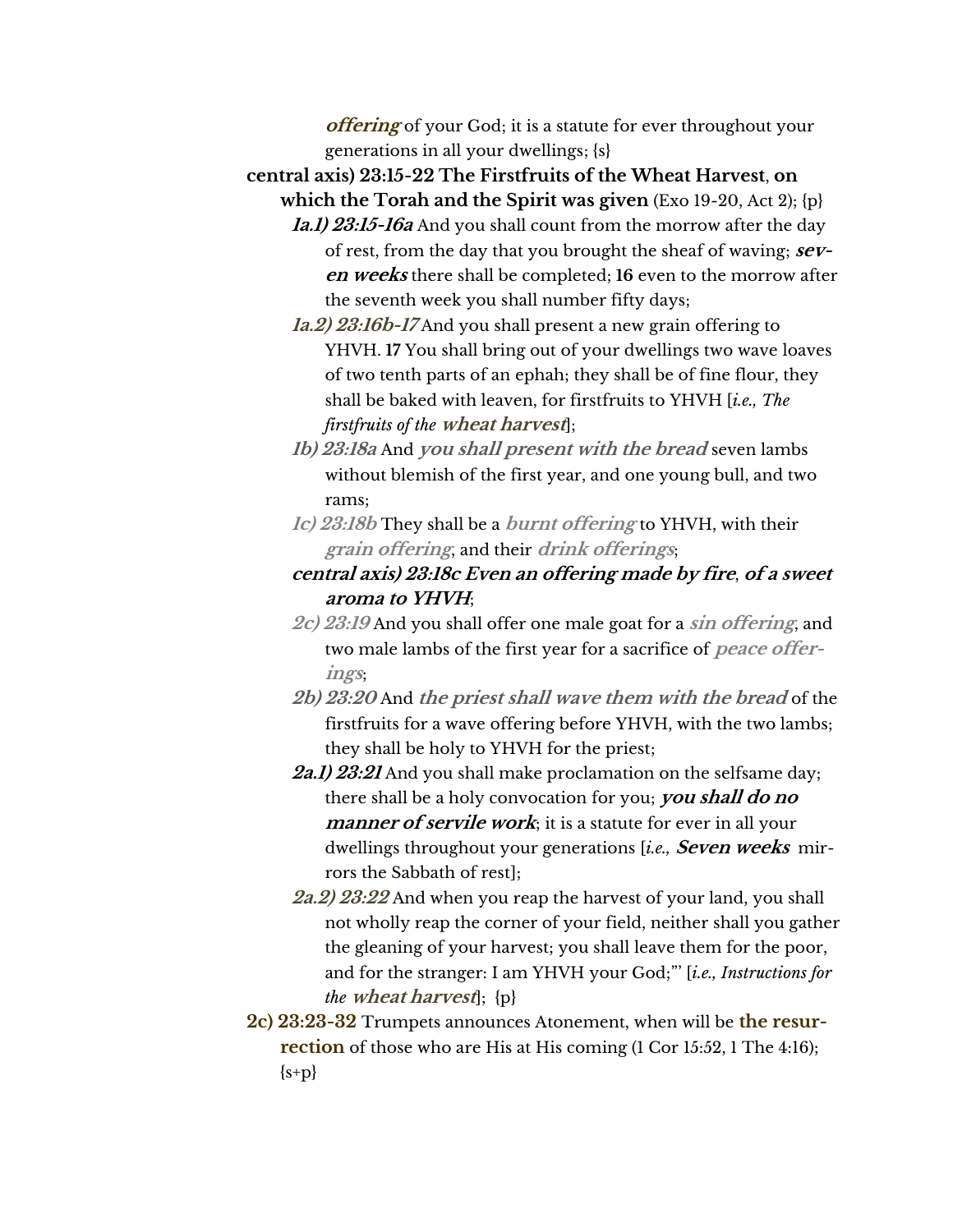***offering*** of your God; it is a statute for ever throughout your generations in all your dwellings; {s}

**central axis) 23:15-22 The Firstfruits of the Wheat Harvest, on which the Torah and the Spirit was given** (Exo 19-20, Act 2); {p}

- ***1a.1) 23:15-16a*** And you shall count from the morrow after the day of rest, from the day that you brought the sheaf of waving; ***seven weeks*** there shall be completed; **16** even to the morrow after the seventh week you shall number fifty days;
- ***1a.2) 23:16b-17*** And you shall present a new grain offering to YHVH. **17** You shall bring out of your dwellings two wave loaves of two tenth parts of an ephah; they shall be of fine flour, they shall be baked with leaven, for firstfruits to YHVH [*i.e., The firstfruits of the* ***wheat harvest***];
- ***1b) 23:18a*** And ***you shall present with the bread*** seven lambs without blemish of the first year, and one young bull, and two rams;
- ***1c) 23:18b*** They shall be a ***burnt offering*** to YHVH, with their ***grain offering***, and their ***drink offerings***;
- ***central axis) 23:18c Even an offering made by fire, of a sweet aroma to YHVH***;
- ***2c) 23:19*** And you shall offer one male goat for a ***sin offering***, and two male lambs of the first year for a sacrifice of ***peace offerings***;
- ***2b) 23:20*** And ***the priest shall wave them with the bread*** of the firstfruits for a wave offering before YHVH, with the two lambs; they shall be holy to YHVH for the priest;
- ***2a.1) 23:21*** And you shall make proclamation on the selfsame day; there shall be a holy convocation for you; ***you shall do no manner of servile work***; it is a statute for ever in all your dwellings throughout your generations [*i.e.,* ***Seven weeks*** mirrors the Sabbath of rest];
- ***2a.2) 23:22*** And when you reap the harvest of your land, you shall not wholly reap the corner of your field, neither shall you gather the gleaning of your harvest; you shall leave them for the poor, and for the stranger: I am YHVH your God;"' [*i.e., Instructions for the* ***wheat harvest***]; {p}

**2c) 23:23-32** Trumpets announces Atonement, when will be **the resurrection** of those who are His at His coming (1 Cor 15:52, 1 The 4:16); {s+p}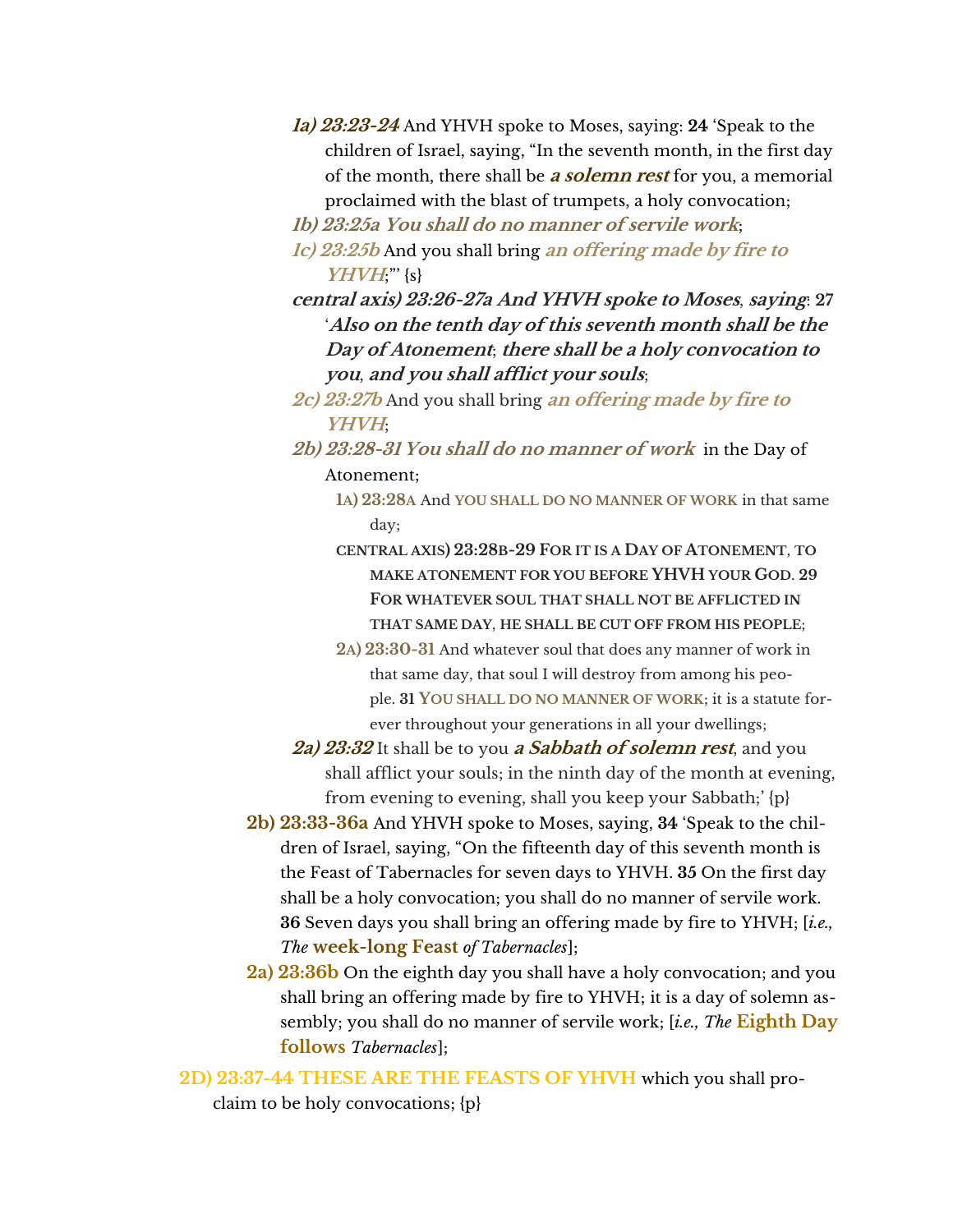***1a) 23:23-24*** And YHVH spoke to Moses, saying: **24** 'Speak to the children of Israel, saying, "In the seventh month, in the first day of the month, there shall be ***a solemn rest*** for you, a memorial proclaimed with the blast of trumpets, a holy convocation;

***1b) 23:25a You shall do no manner of servile work***;

***1c) 23:25b*** And you shall bring ***an offering made by fire to YHVH***;"' {s}

***central axis) 23:26-27a And YHVH spoke to Moses, saying*: 27 '*Also on the tenth day of this seventh month shall be the Day of Atonement*; *there shall be a holy convocation to you*, *and you shall afflict your souls***;

***2c) 23:27b*** And you shall bring ***an offering made by fire to YHVH***;

***2b) 23:28-31 You shall do no manner of work*** in the Day of Atonement;

- **1A) 23:28A** And **YOU SHALL DO NO MANNER OF WORK** in that same day;
- **CENTRAL AXIS) 23:28B-29 FOR IT IS A DAY OF ATONEMENT, TO MAKE ATONEMENT FOR YOU BEFORE YHVH YOUR GOD. 29 FOR WHATEVER SOUL THAT SHALL NOT BE AFFLICTED IN THAT SAME DAY, HE SHALL BE CUT OFF FROM HIS PEOPLE;**
- **2A) 23:30-31** And whatever soul that does any manner of work in that same day, that soul I will destroy from among his people. **31 YOU SHALL DO NO MANNER OF WORK**; it is a statute forever throughout your generations in all your dwellings;

***2a) 23:32*** It shall be to you ***a Sabbath of solemn rest***, and you shall afflict your souls; in the ninth day of the month at evening, from evening to evening, shall you keep your Sabbath;' {p}

**2b) 23:33-36a** And YHVH spoke to Moses, saying, **34** 'Speak to the children of Israel, saying, "On the fifteenth day of this seventh month is the Feast of Tabernacles for seven days to YHVH. **35** On the first day shall be a holy convocation; you shall do no manner of servile work. **36** Seven days you shall bring an offering made by fire to YHVH; [*i.e., The* **week-long Feast** *of Tabernacles*];

**2a) 23:36b** On the eighth day you shall have a holy convocation; and you shall bring an offering made by fire to YHVH; it is a day of solemn assembly; you shall do no manner of servile work; [*i.e., The* **Eighth Day follows** *Tabernacles*];

**2D) 23:37-44 THESE ARE THE FEASTS OF YHVH** which you shall proclaim to be holy convocations; {p}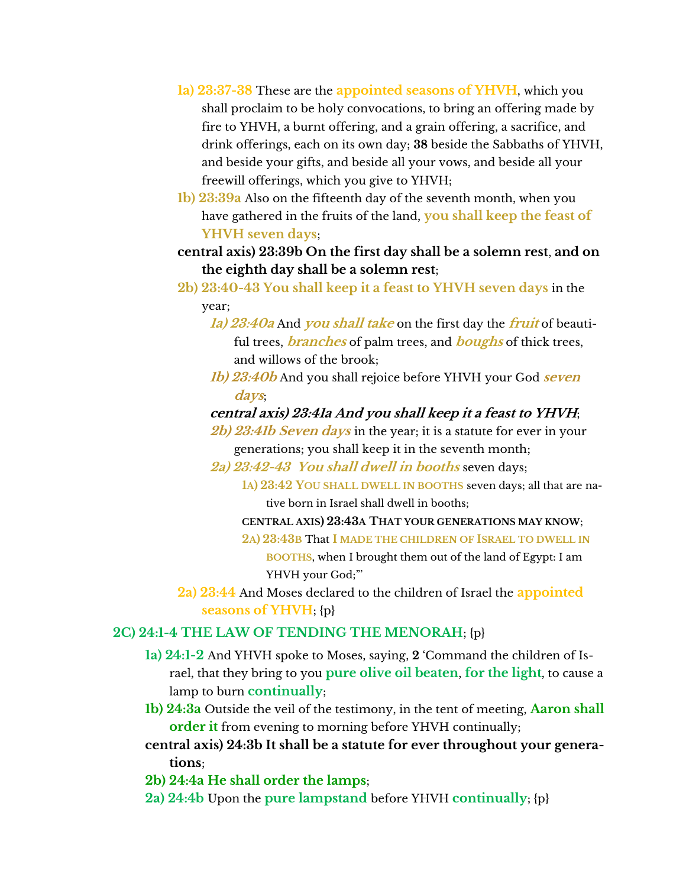- **1a) 23:37-38** These are the **appointed seasons of YHVH**, which you shall proclaim to be holy convocations, to bring an offering made by fire to YHVH, a burnt offering, and a grain offering, a sacrifice, and drink offerings, each on its own day; **38** beside the Sabbaths of YHVH, and beside your gifts, and beside all your vows, and beside all your freewill offerings, which you give to YHVH;
- **1b) 23:39a** Also on the fifteenth day of the seventh month, when you have gathered in the fruits of the land, **you shall keep the feast of YHVH seven days**;
- **central axis) 23:39b On the first day shall be a solemn rest, and on the eighth day shall be a solemn rest**;
- **2b) 23:40-43 You shall keep it a feast to YHVH seven days** in the year;
  - ***1a) 23:40a*** And ***you shall take*** on the first day the ***fruit*** of beautiful trees, ***branches*** of palm trees, and ***boughs*** of thick trees, and willows of the brook;
  - ***1b) 23:40b*** And you shall rejoice before YHVH your God ***seven days***;
  - ***central axis) 23:41a And you shall keep it a feast to YHVH***;
  - ***2b) 23:41b Seven days*** in the year; it is a statute for ever in your generations; you shall keep it in the seventh month;
  - ***2a) 23:42-43 You shall dwell in booths*** seven days;
    - **1A) 23:42 YOU SHALL DWELL IN BOOTHS** seven days; all that are native born in Israel shall dwell in booths;
    - **CENTRAL AXIS) 23:43A THAT YOUR GENERATIONS MAY KNOW**;
    - **2A) 23:43B** That **I MADE THE CHILDREN OF ISRAEL TO DWELL IN BOOTHS**, when I brought them out of the land of Egypt: I am YHVH your God;'"
- **2a) 23:44** And Moses declared to the children of Israel the **appointed seasons of YHVH**; {p}

**2C) 24:1-4 THE LAW OF TENDING THE MENORAH**; {p}

- **1a) 24:1-2** And YHVH spoke to Moses, saying, **2** 'Command the children of Israel, that they bring to you **pure olive oil beaten**, **for the light**, to cause a lamp to burn **continually**;
- **1b) 24:3a** Outside the veil of the testimony, in the tent of meeting, **Aaron shall order it** from evening to morning before YHVH continually;
- **central axis) 24:3b It shall be a statute for ever throughout your generations**;
- **2b) 24:4a He shall order the lamps**;
- **2a) 24:4b** Upon the **pure lampstand** before YHVH **continually**; {p}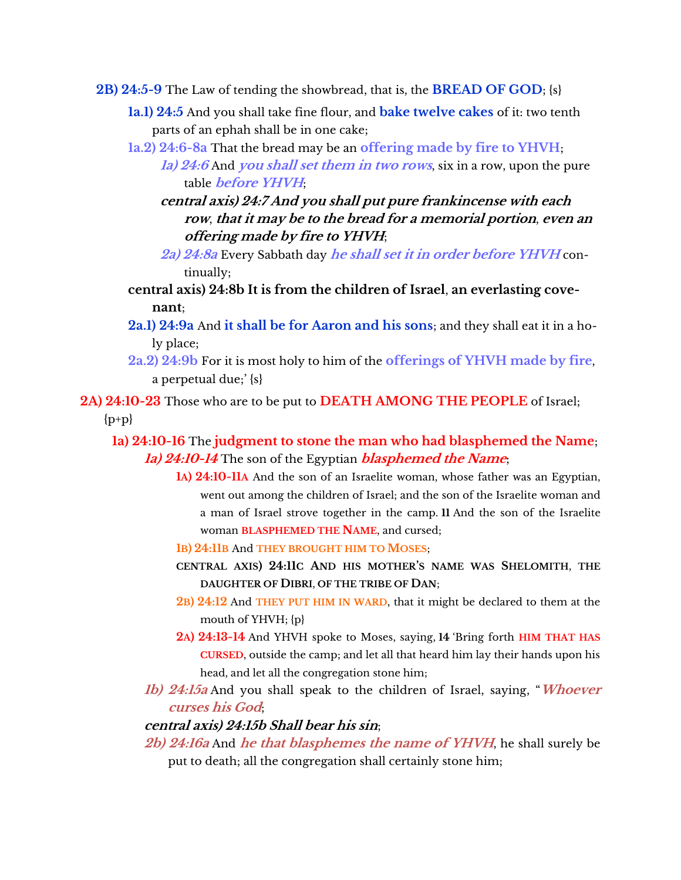**2B) 24:5-9** The Law of tending the showbread, that is, the **BREAD OF GOD**; {s}

- **1a.1) 24:5** And you shall take fine flour, and **bake twelve cakes** of it: two tenth parts of an ephah shall be in one cake;
- **1a.2) 24:6-8a** That the bread may be an **offering made by fire to YHVH**;
  - ***1a) 24:6*** And ***you shall set them in two rows***, six in a row, upon the pure table ***before YHVH***;
  - ***central axis) 24:7 And you shall put pure frankincense with each row*, *that it may be to the bread for a memorial portion*, *even an offering made by fire to YHVH***;
  - ***2a) 24:8a*** Every Sabbath day ***he shall set it in order before YHVH*** continually;
- **central axis) 24:8b It is from the children of Israel**, **an everlasting covenant**;
- **2a.1) 24:9a** And **it shall be for Aaron and his sons**; and they shall eat it in a holy place;
- **2a.2) 24:9b** For it is most holy to him of the **offerings of YHVH made by fire**, a perpetual due;' {s}

**2A) 24:10-23** Those who are to be put to **DEATH AMONG THE PEOPLE** of Israel; {p+p}

- **1a) 24:10-16** The **judgment to stone the man who had blasphemed the Name**;
  - ***1a) 24:10-14*** The son of the Egyptian ***blasphemed the Name***;
    - **1A) 24:10-11A** And the son of an Israelite woman, whose father was an Egyptian, went out among the children of Israel; and the son of the Israelite woman and a man of Israel strove together in the camp. **11** And the son of the Israelite woman **BLASPHEMED THE NAME**, and cursed;
    - **1B) 24:11B** And **THEY BROUGHT HIM TO MOSES**;
    - **CENTRAL AXIS) 24:11C AND HIS MOTHER'S NAME WAS SHELOMITH**, **THE DAUGHTER OF DIBRI**, **OF THE TRIBE OF DAN**;
    - **2B) 24:12** And **THEY PUT HIM IN WARD**, that it might be declared to them at the mouth of YHVH; {p}
    - **2A) 24:13-14** And YHVH spoke to Moses, saying, **14** 'Bring forth **HIM THAT HAS CURSED**, outside the camp; and let all that heard him lay their hands upon his head, and let all the congregation stone him;
  - ***1b) 24:15a*** And you shall speak to the children of Israel, saying, "***Whoever curses his God***;
  - ***central axis) 24:15b Shall bear his sin***;
  - ***2b) 24:16a*** And ***he that blasphemes the name of YHVH***, he shall surely be put to death; all the congregation shall certainly stone him;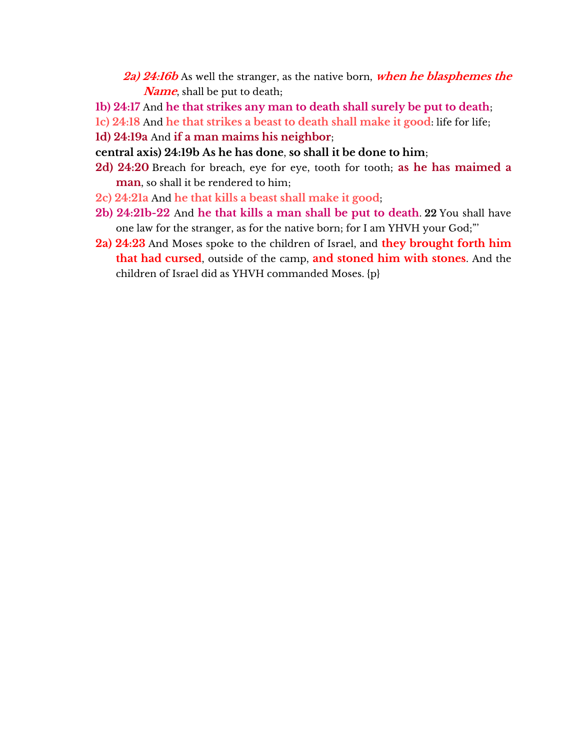**_2a) 24:16b_** As well the stranger, as the native born, **_when he blasphemes the Name_**, shall be put to death;

**1b) 24:17** And **he that strikes any man to death shall surely be put to death**;

**1c) 24:18** And **he that strikes a beast to death shall make it good**: life for life;

**1d) 24:19a** And **if a man maims his neighbor**;

**central axis) 24:19b As he has done**, **so shall it be done to him**;

**2d) 24:20** Breach for breach, eye for eye, tooth for tooth; **as he has maimed a man**, so shall it be rendered to him;

**2c) 24:21a** And **he that kills a beast shall make it good**;

**2b) 24:21b-22** And **he that kills a man shall be put to death**. **22** You shall have one law for the stranger, as for the native born; for I am YHVH your God;"'

**2a) 24:23** And Moses spoke to the children of Israel, and **they brought forth him that had cursed**, outside of the camp, **and stoned him with stones**. And the children of Israel did as YHVH commanded Moses. {p}